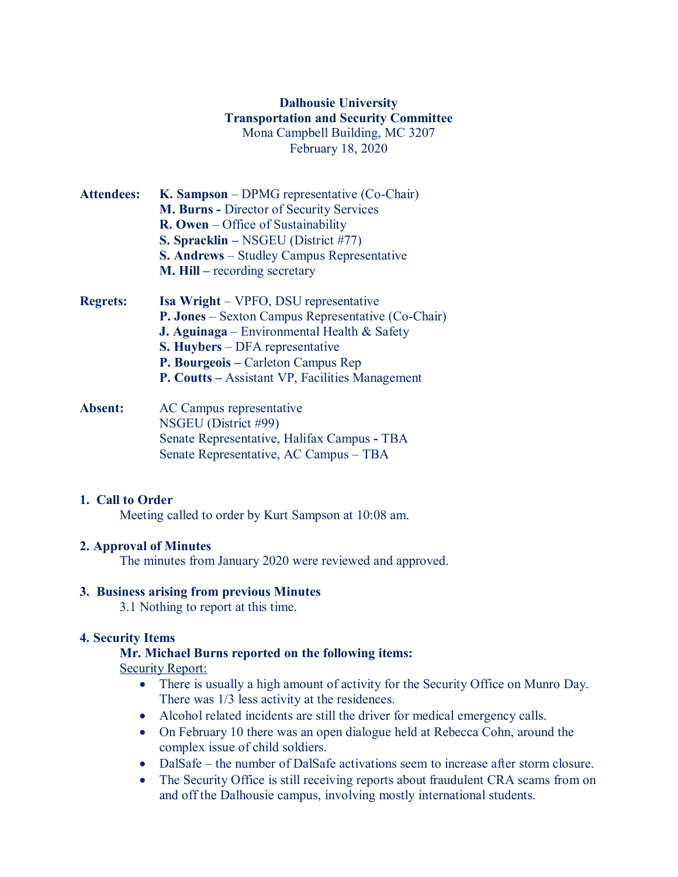**Dalhousie University**
**Transportation and Security Committee**
Mona Campbell Building, MC 3207
February 18, 2020

**Attendees:**
- **K. Sampson** – DPMG representative (Co-Chair)
- **M. Burns -** Director of Security Services
- **R. Owen** – Office of Sustainability
- **S. Spracklin –** NSGEU (District #77)
- **S. Andrews** – Studley Campus Representative
- **M. Hill –** recording secretary

**Regrets:**
- **Isa Wright** – VPFO, DSU representative
- **P. Jones** – Sexton Campus Representative (Co-Chair)
- **J. Aguinaga** – Environmental Health & Safety
- **S. Huybers** – DFA representative
- **P. Bourgeois –** Carleton Campus Rep
- **P. Coutts –** Assistant VP, Facilities Management

**Absent:**
- AC Campus representative
- NSGEU (District #99)
- Senate Representative, Halifax Campus **-** TBA
- Senate Representative, AC Campus – TBA

## 1. Call to Order

Meeting called to order by Kurt Sampson at 10:08 am.

## 2. Approval of Minutes

The minutes from January 2020 were reviewed and approved.

## 3. Business arising from previous Minutes

3.1 Nothing to report at this time.

## 4. Security Items

**Mr. Michael Burns reported on the following items:**

Security Report:

- There is usually a high amount of activity for the Security Office on Munro Day. There was 1/3 less activity at the residences.
- Alcohol related incidents are still the driver for medical emergency calls.
- On February 10 there was an open dialogue held at Rebecca Cohn, around the complex issue of child soldiers.
- DalSafe – the number of DalSafe activations seem to increase after storm closure.
- The Security Office is still receiving reports about fraudulent CRA scams from on and off the Dalhousie campus, involving mostly international students.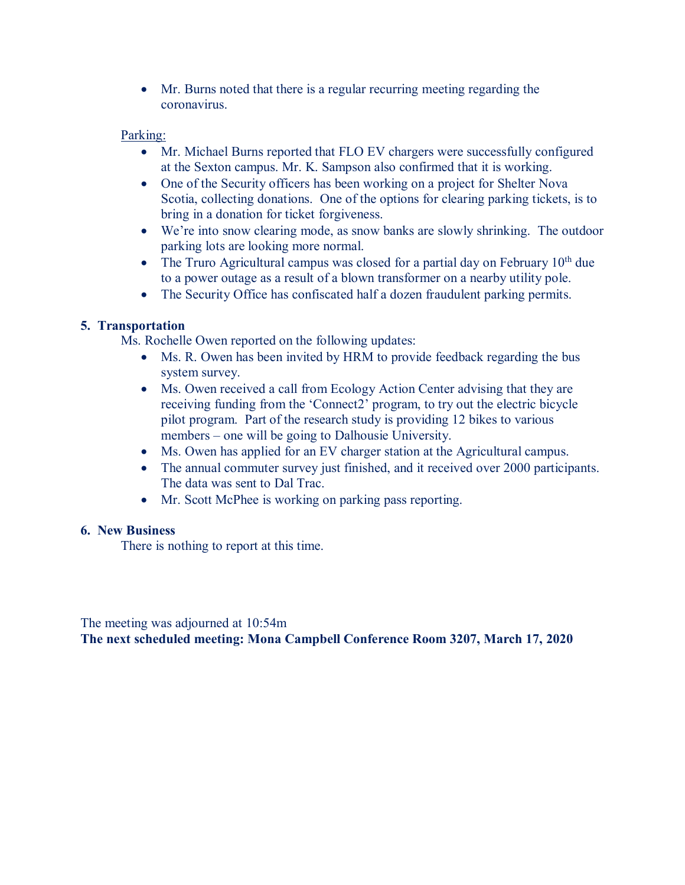- Mr. Burns noted that there is a regular recurring meeting regarding the coronavirus.

Parking:

- Mr. Michael Burns reported that FLO EV chargers were successfully configured at the Sexton campus. Mr. K. Sampson also confirmed that it is working.
- One of the Security officers has been working on a project for Shelter Nova Scotia, collecting donations. One of the options for clearing parking tickets, is to bring in a donation for ticket forgiveness.
- We're into snow clearing mode, as snow banks are slowly shrinking. The outdoor parking lots are looking more normal.
- The Truro Agricultural campus was closed for a partial day on February 10th due to a power outage as a result of a blown transformer on a nearby utility pole.
- The Security Office has confiscated half a dozen fraudulent parking permits.

**5. Transportation**

Ms. Rochelle Owen reported on the following updates:

- Ms. R. Owen has been invited by HRM to provide feedback regarding the bus system survey.
- Ms. Owen received a call from Ecology Action Center advising that they are receiving funding from the 'Connect2' program, to try out the electric bicycle pilot program. Part of the research study is providing 12 bikes to various members – one will be going to Dalhousie University.
- Ms. Owen has applied for an EV charger station at the Agricultural campus.
- The annual commuter survey just finished, and it received over 2000 participants. The data was sent to Dal Trac.
- Mr. Scott McPhee is working on parking pass reporting.

**6. New Business**

There is nothing to report at this time.

The meeting was adjourned at 10:54m

**The next scheduled meeting: Mona Campbell Conference Room 3207, March 17, 2020**